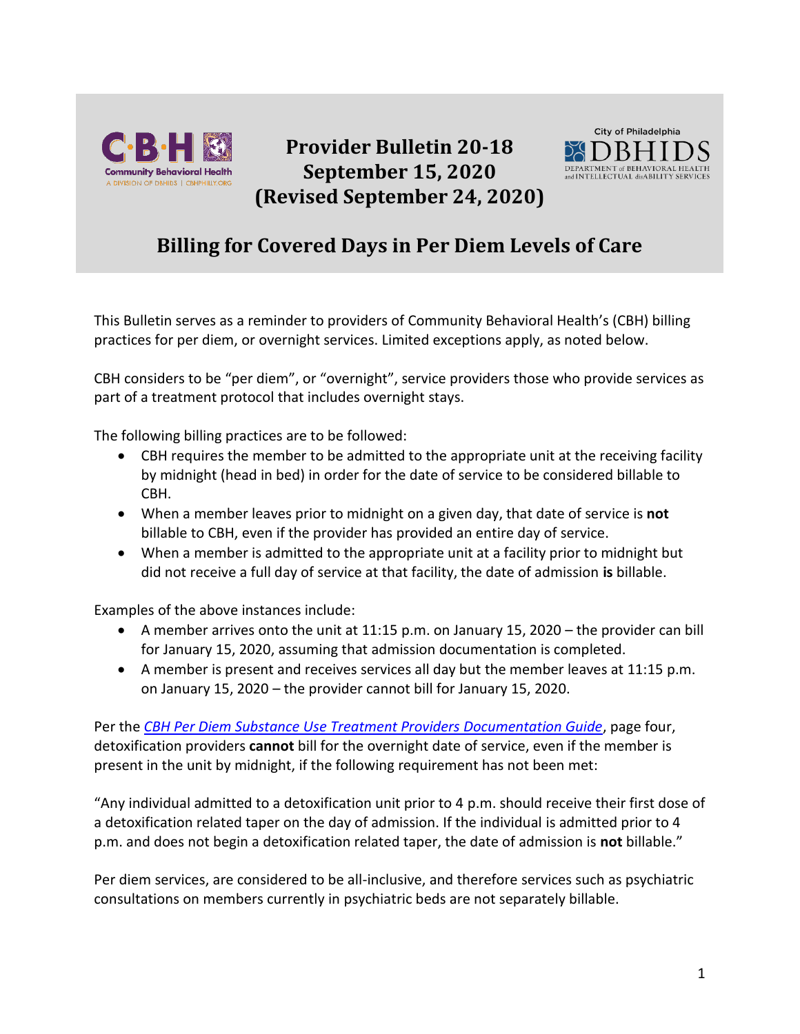# Provider Bulletin 20-18
## September 15, 2020
## (Revised September 24, 2020)

## Billing for Covered Days in Per Diem Levels of Care

This Bulletin serves as a reminder to providers of Community Behavioral Health's (CBH) billing practices for per diem, or overnight services. Limited exceptions apply, as noted below.

CBH considers to be "per diem", or "overnight", service providers those who provide services as part of a treatment protocol that includes overnight stays.

The following billing practices are to be followed:

- CBH requires the member to be admitted to the appropriate unit at the receiving facility by midnight (head in bed) in order for the date of service to be considered billable to CBH.
- When a member leaves prior to midnight on a given day, that date of service is **not** billable to CBH, even if the provider has provided an entire day of service.
- When a member is admitted to the appropriate unit at a facility prior to midnight but did not receive a full day of service at that facility, the date of admission **is** billable.

Examples of the above instances include:

- A member arrives onto the unit at 11:15 p.m. on January 15, 2020 – the provider can bill for January 15, 2020, assuming that admission documentation is completed.
- A member is present and receives services all day but the member leaves at 11:15 p.m. on January 15, 2020 – the provider cannot bill for January 15, 2020.

Per the *CBH Per Diem Substance Use Treatment Providers Documentation Guide*, page four, detoxification providers **cannot** bill for the overnight date of service, even if the member is present in the unit by midnight, if the following requirement has not been met:

"Any individual admitted to a detoxification unit prior to 4 p.m. should receive their first dose of a detoxification related taper on the day of admission. If the individual is admitted prior to 4 p.m. and does not begin a detoxification related taper, the date of admission is **not** billable."

Per diem services, are considered to be all-inclusive, and therefore services such as psychiatric consultations on members currently in psychiatric beds are not separately billable.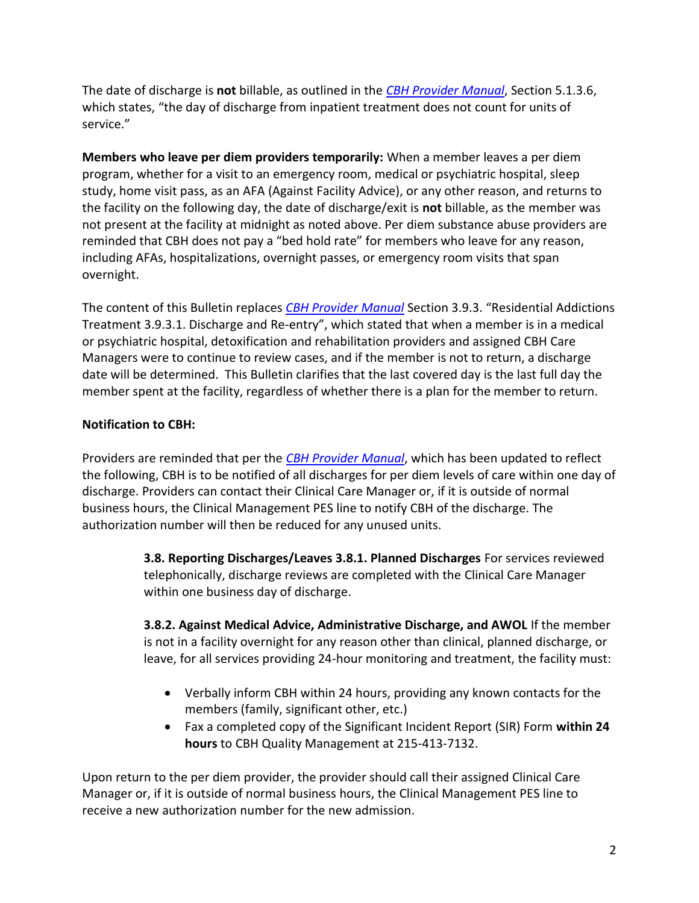The date of discharge is **not** billable, as outlined in the *CBH Provider Manual*, Section 5.1.3.6, which states, "the day of discharge from inpatient treatment does not count for units of service."

**Members who leave per diem providers temporarily:** When a member leaves a per diem program, whether for a visit to an emergency room, medical or psychiatric hospital, sleep study, home visit pass, as an AFA (Against Facility Advice), or any other reason, and returns to the facility on the following day, the date of discharge/exit is **not** billable, as the member was not present at the facility at midnight as noted above. Per diem substance abuse providers are reminded that CBH does not pay a "bed hold rate" for members who leave for any reason, including AFAs, hospitalizations, overnight passes, or emergency room visits that span overnight.

The content of this Bulletin replaces *CBH Provider Manual* Section 3.9.3. "Residential Addictions Treatment 3.9.3.1. Discharge and Re-entry", which stated that when a member is in a medical or psychiatric hospital, detoxification and rehabilitation providers and assigned CBH Care Managers were to continue to review cases, and if the member is not to return, a discharge date will be determined. This Bulletin clarifies that the last covered day is the last full day the member spent at the facility, regardless of whether there is a plan for the member to return.

**Notification to CBH:**

Providers are reminded that per the *CBH Provider Manual*, which has been updated to reflect the following, CBH is to be notified of all discharges for per diem levels of care within one day of discharge. Providers can contact their Clinical Care Manager or, if it is outside of normal business hours, the Clinical Management PES line to notify CBH of the discharge. The authorization number will then be reduced for any unused units.

> **3.8. Reporting Discharges/Leaves 3.8.1. Planned Discharges** For services reviewed telephonically, discharge reviews are completed with the Clinical Care Manager within one business day of discharge.
>
> **3.8.2. Against Medical Advice, Administrative Discharge, and AWOL** If the member is not in a facility overnight for any reason other than clinical, planned discharge, or leave, for all services providing 24-hour monitoring and treatment, the facility must:
>
> - Verbally inform CBH within 24 hours, providing any known contacts for the members (family, significant other, etc.)
> - Fax a completed copy of the Significant Incident Report (SIR) Form **within 24 hours** to CBH Quality Management at 215-413-7132.

Upon return to the per diem provider, the provider should call their assigned Clinical Care Manager or, if it is outside of normal business hours, the Clinical Management PES line to receive a new authorization number for the new admission.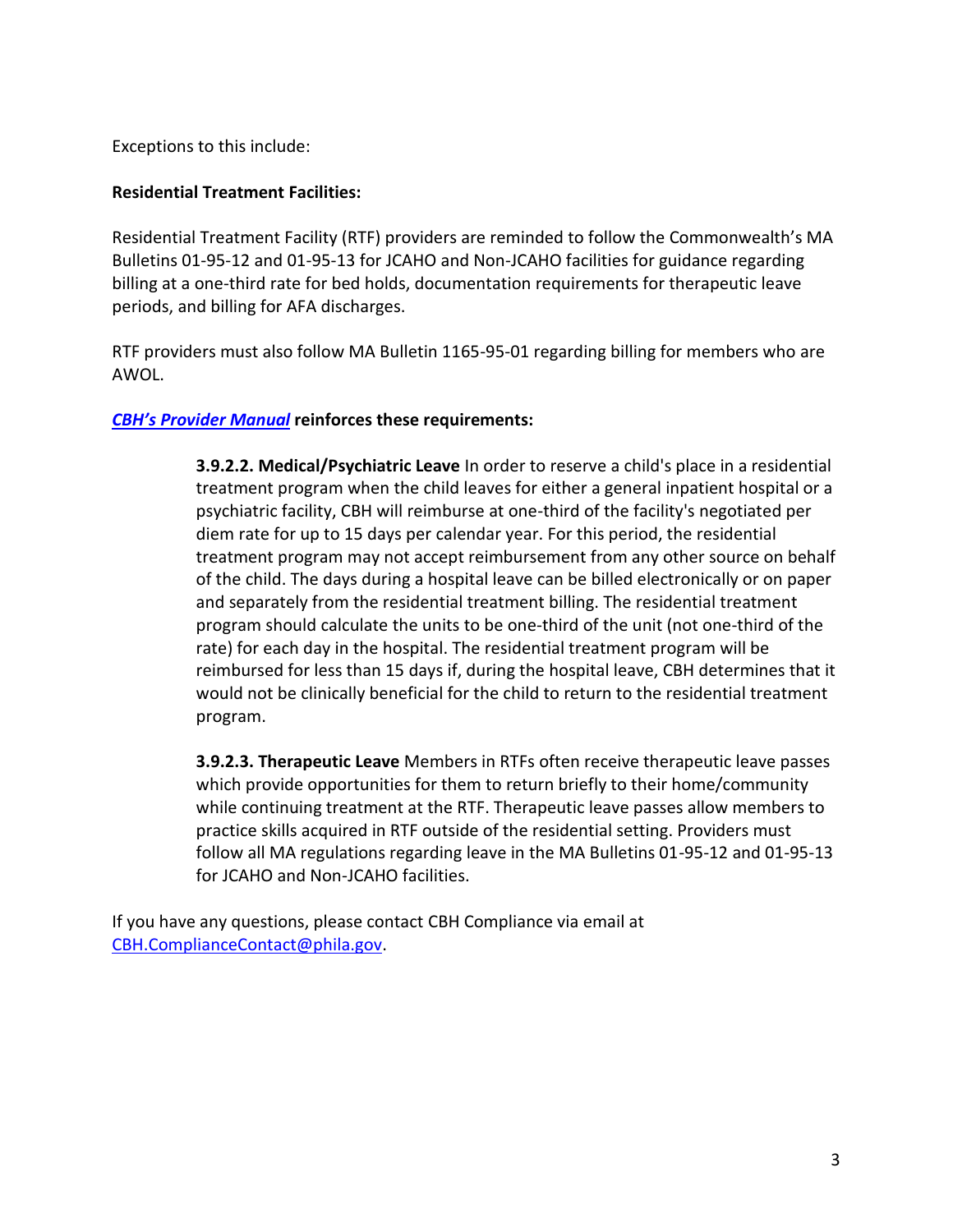Exceptions to this include:

**Residential Treatment Facilities:**

Residential Treatment Facility (RTF) providers are reminded to follow the Commonwealth's MA Bulletins 01-95-12 and 01-95-13 for JCAHO and Non-JCAHO facilities for guidance regarding billing at a one-third rate for bed holds, documentation requirements for therapeutic leave periods, and billing for AFA discharges.

RTF providers must also follow MA Bulletin 1165-95-01 regarding billing for members who are AWOL.

***CBH's Provider Manual*** **reinforces these requirements:**

> **3.9.2.2. Medical/Psychiatric Leave** In order to reserve a child's place in a residential treatment program when the child leaves for either a general inpatient hospital or a psychiatric facility, CBH will reimburse at one-third of the facility's negotiated per diem rate for up to 15 days per calendar year. For this period, the residential treatment program may not accept reimbursement from any other source on behalf of the child. The days during a hospital leave can be billed electronically or on paper and separately from the residential treatment billing. The residential treatment program should calculate the units to be one-third of the unit (not one-third of the rate) for each day in the hospital. The residential treatment program will be reimbursed for less than 15 days if, during the hospital leave, CBH determines that it would not be clinically beneficial for the child to return to the residential treatment program.
>
> **3.9.2.3. Therapeutic Leave** Members in RTFs often receive therapeutic leave passes which provide opportunities for them to return briefly to their home/community while continuing treatment at the RTF. Therapeutic leave passes allow members to practice skills acquired in RTF outside of the residential setting. Providers must follow all MA regulations regarding leave in the MA Bulletins 01-95-12 and 01-95-13 for JCAHO and Non-JCAHO facilities.

If you have any questions, please contact CBH Compliance via email at CBH.ComplianceContact@phila.gov.